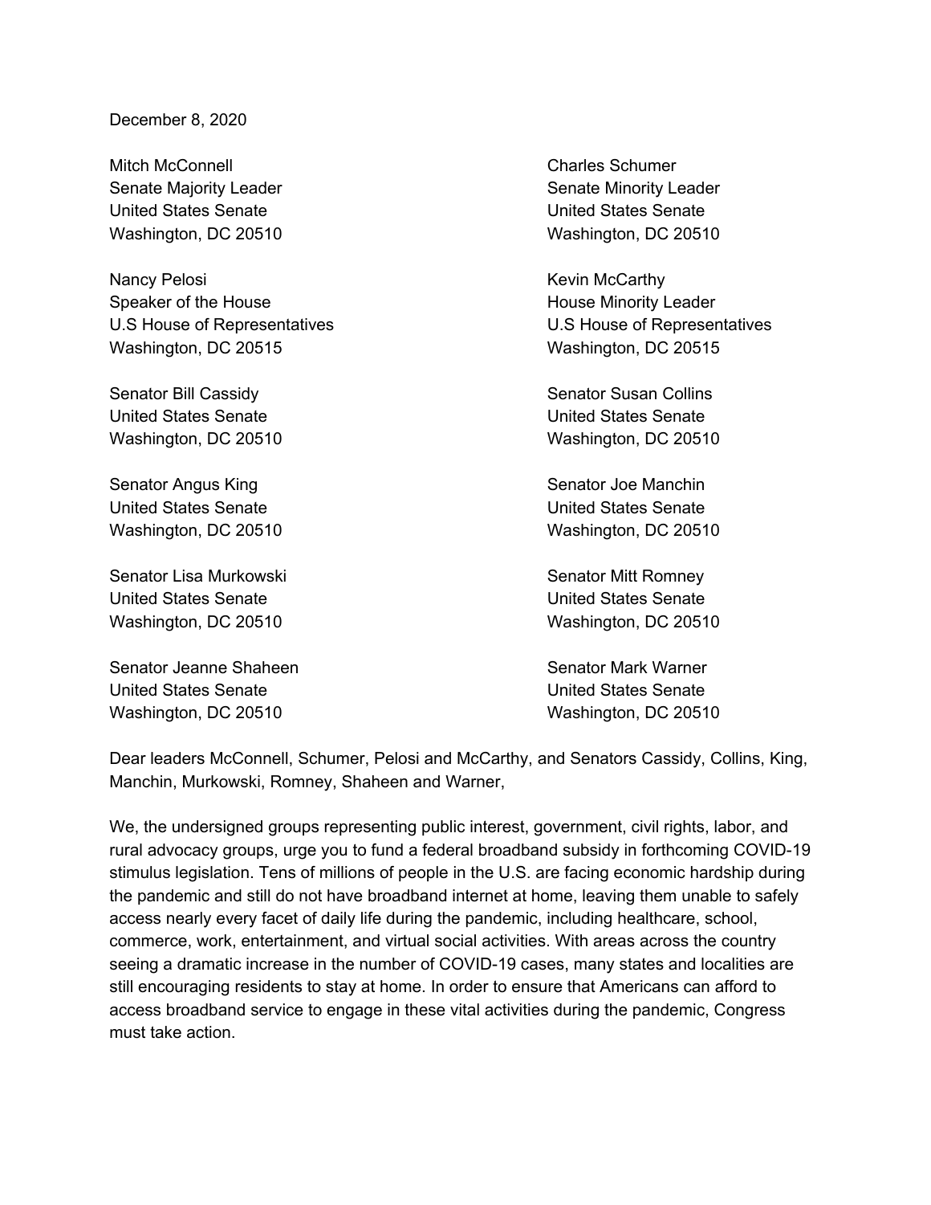December 8, 2020

Mitch McConnell
Senate Majority Leader
United States Senate
Washington, DC 20510

Charles Schumer
Senate Minority Leader
United States Senate
Washington, DC 20510

Nancy Pelosi
Speaker of the House
U.S House of Representatives
Washington, DC 20515

Kevin McCarthy
House Minority Leader
U.S House of Representatives
Washington, DC 20515

Senator Bill Cassidy
United States Senate
Washington, DC 20510

Senator Susan Collins
United States Senate
Washington, DC 20510

Senator Angus King
United States Senate
Washington, DC 20510

Senator Joe Manchin
United States Senate
Washington, DC 20510

Senator Lisa Murkowski
United States Senate
Washington, DC 20510

Senator Mitt Romney
United States Senate
Washington, DC 20510

Senator Jeanne Shaheen
United States Senate
Washington, DC 20510

Senator Mark Warner
United States Senate
Washington, DC 20510

Dear leaders McConnell, Schumer, Pelosi and McCarthy, and Senators Cassidy, Collins, King, Manchin, Murkowski, Romney, Shaheen and Warner,

We, the undersigned groups representing public interest, government, civil rights, labor, and rural advocacy groups, urge you to fund a federal broadband subsidy in forthcoming COVID-19 stimulus legislation. Tens of millions of people in the U.S. are facing economic hardship during the pandemic and still do not have broadband internet at home, leaving them unable to safely access nearly every facet of daily life during the pandemic, including healthcare, school, commerce, work, entertainment, and virtual social activities. With areas across the country seeing a dramatic increase in the number of COVID-19 cases, many states and localities are still encouraging residents to stay at home. In order to ensure that Americans can afford to access broadband service to engage in these vital activities during the pandemic, Congress must take action.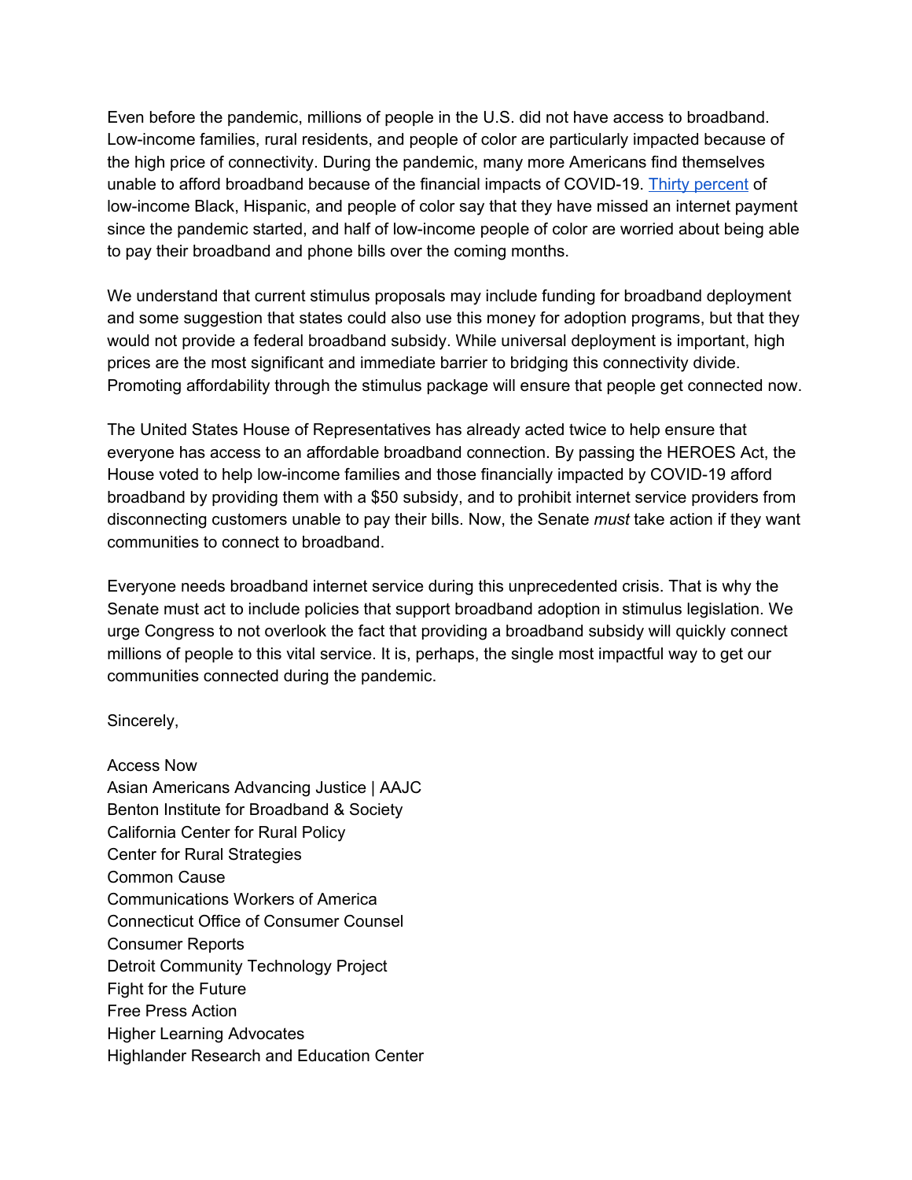Even before the pandemic, millions of people in the U.S. did not have access to broadband. Low-income families, rural residents, and people of color are particularly impacted because of the high price of connectivity. During the pandemic, many more Americans find themselves unable to afford broadband because of the financial impacts of COVID-19. Thirty percent of low-income Black, Hispanic, and people of color say that they have missed an internet payment since the pandemic started, and half of low-income people of color are worried about being able to pay their broadband and phone bills over the coming months.

We understand that current stimulus proposals may include funding for broadband deployment and some suggestion that states could also use this money for adoption programs, but that they would not provide a federal broadband subsidy. While universal deployment is important, high prices are the most significant and immediate barrier to bridging this connectivity divide. Promoting affordability through the stimulus package will ensure that people get connected now.

The United States House of Representatives has already acted twice to help ensure that everyone has access to an affordable broadband connection. By passing the HEROES Act, the House voted to help low-income families and those financially impacted by COVID-19 afford broadband by providing them with a $50 subsidy, and to prohibit internet service providers from disconnecting customers unable to pay their bills. Now, the Senate *must* take action if they want communities to connect to broadband.

Everyone needs broadband internet service during this unprecedented crisis. That is why the Senate must act to include policies that support broadband adoption in stimulus legislation. We urge Congress to not overlook the fact that providing a broadband subsidy will quickly connect millions of people to this vital service. It is, perhaps, the single most impactful way to get our communities connected during the pandemic.

Sincerely,

Access Now
Asian Americans Advancing Justice | AAJC
Benton Institute for Broadband & Society
California Center for Rural Policy
Center for Rural Strategies
Common Cause
Communications Workers of America
Connecticut Office of Consumer Counsel
Consumer Reports
Detroit Community Technology Project
Fight for the Future
Free Press Action
Higher Learning Advocates
Highlander Research and Education Center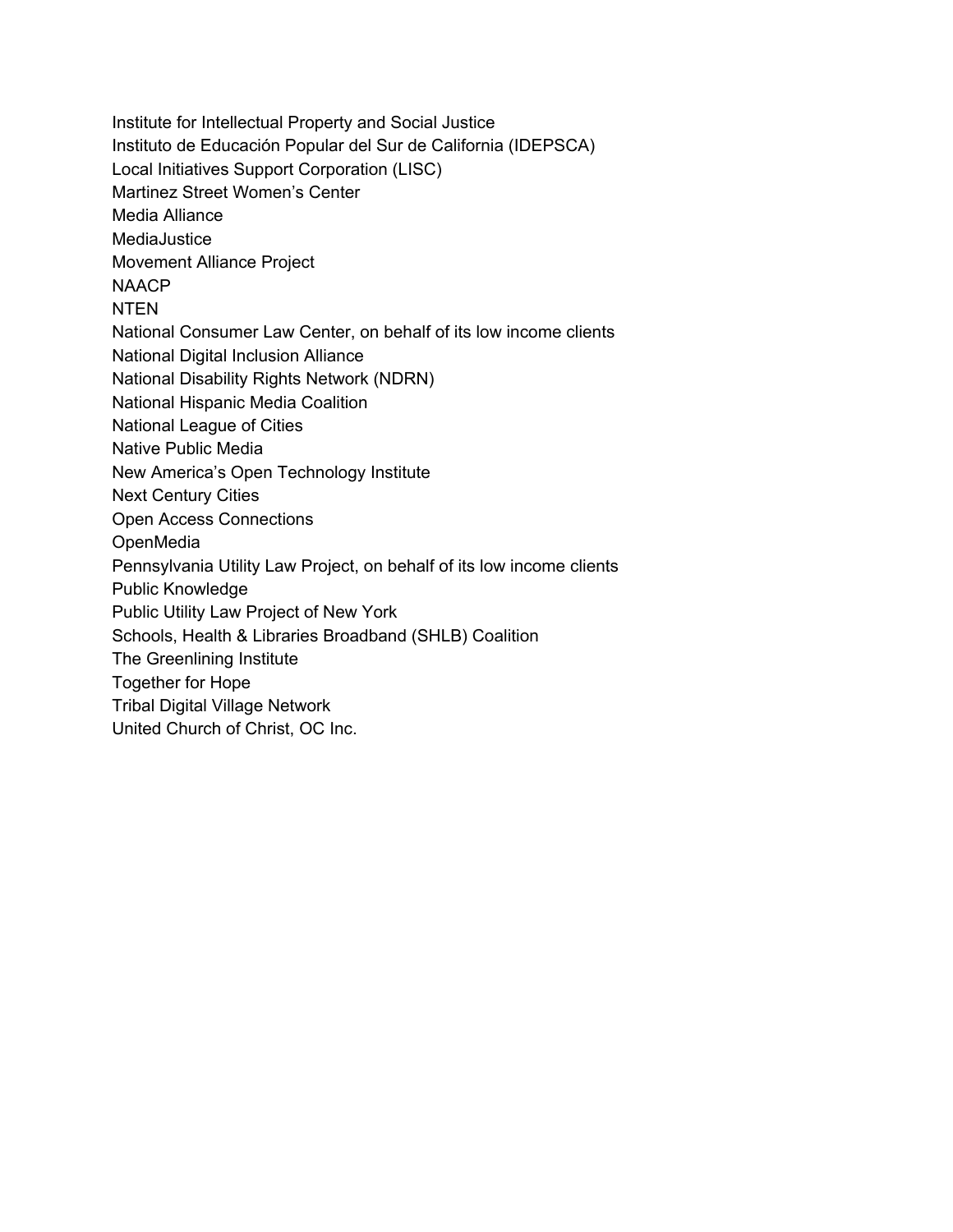Institute for Intellectual Property and Social Justice
Instituto de Educación Popular del Sur de California (IDEPSCA)
Local Initiatives Support Corporation (LISC)
Martinez Street Women's Center
Media Alliance
MediaJustice
Movement Alliance Project
NAACP
NTEN
National Consumer Law Center, on behalf of its low income clients
National Digital Inclusion Alliance
National Disability Rights Network (NDRN)
National Hispanic Media Coalition
National League of Cities
Native Public Media
New America's Open Technology Institute
Next Century Cities
Open Access Connections
OpenMedia
Pennsylvania Utility Law Project, on behalf of its low income clients
Public Knowledge
Public Utility Law Project of New York
Schools, Health & Libraries Broadband (SHLB) Coalition
The Greenlining Institute
Together for Hope
Tribal Digital Village Network
United Church of Christ, OC Inc.